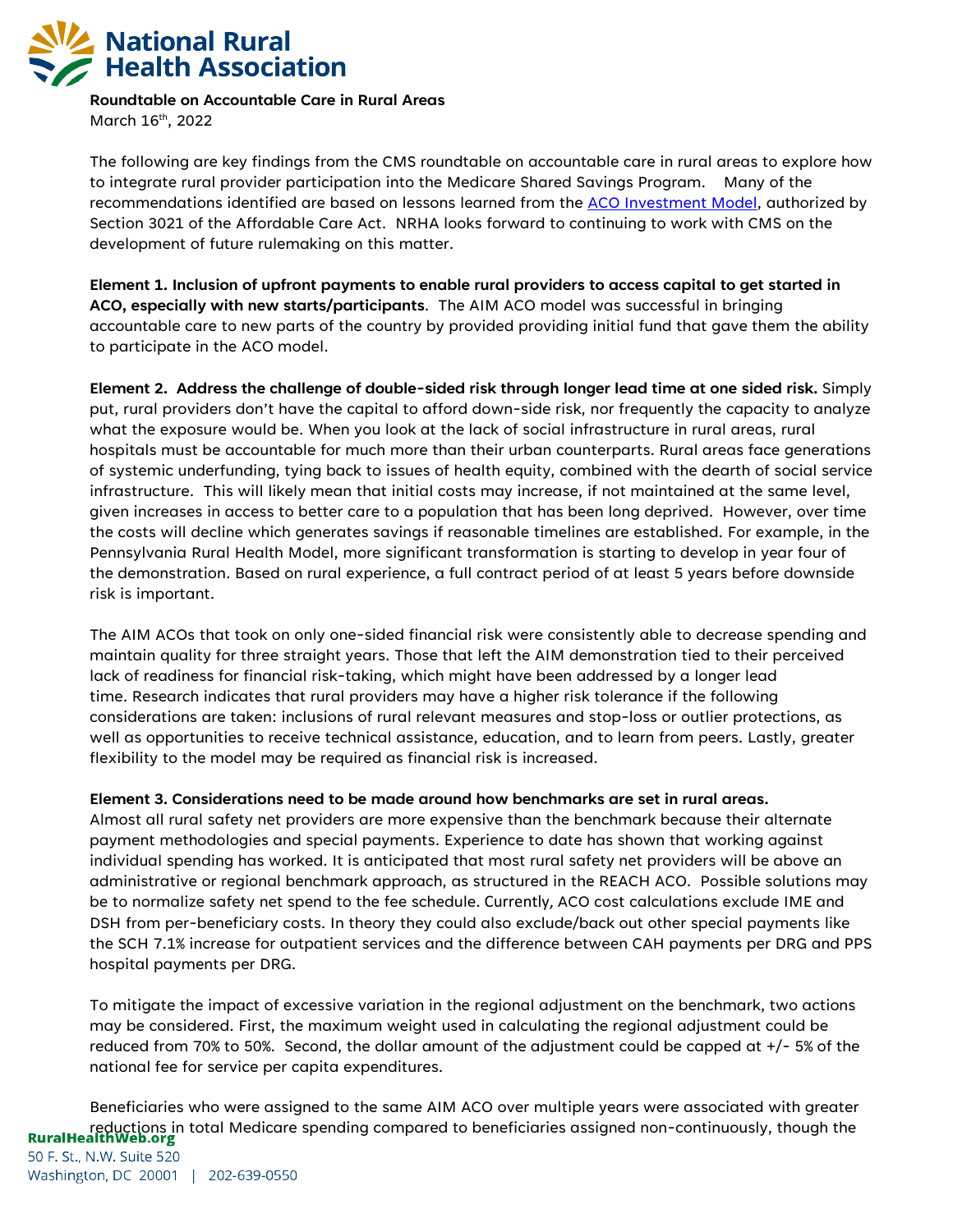# National Rural Health Association

**Roundtable on Accountable Care in Rural Areas**
March 16th, 2022

The following are key findings from the CMS roundtable on accountable care in rural areas to explore how to integrate rural provider participation into the Medicare Shared Savings Program. Many of the recommendations identified are based on lessons learned from the ACO Investment Model, authorized by Section 3021 of the Affordable Care Act. NRHA looks forward to continuing to work with CMS on the development of future rulemaking on this matter.

**Element 1. Inclusion of upfront payments to enable rural providers to access capital to get started in ACO, especially with new starts/participants**. The AIM ACO model was successful in bringing accountable care to new parts of the country by provided providing initial fund that gave them the ability to participate in the ACO model.

**Element 2. Address the challenge of double-sided risk through longer lead time at one sided risk.** Simply put, rural providers don't have the capital to afford down-side risk, nor frequently the capacity to analyze what the exposure would be. When you look at the lack of social infrastructure in rural areas, rural hospitals must be accountable for much more than their urban counterparts. Rural areas face generations of systemic underfunding, tying back to issues of health equity, combined with the dearth of social service infrastructure. This will likely mean that initial costs may increase, if not maintained at the same level, given increases in access to better care to a population that has been long deprived. However, over time the costs will decline which generates savings if reasonable timelines are established. For example, in the Pennsylvania Rural Health Model, more significant transformation is starting to develop in year four of the demonstration. Based on rural experience, a full contract period of at least 5 years before downside risk is important.

The AIM ACOs that took on only one-sided financial risk were consistently able to decrease spending and maintain quality for three straight years. Those that left the AIM demonstration tied to their perceived lack of readiness for financial risk-taking, which might have been addressed by a longer lead time. Research indicates that rural providers may have a higher risk tolerance if the following considerations are taken: inclusions of rural relevant measures and stop-loss or outlier protections, as well as opportunities to receive technical assistance, education, and to learn from peers. Lastly, greater flexibility to the model may be required as financial risk is increased.

**Element 3. Considerations need to be made around how benchmarks are set in rural areas.**
Almost all rural safety net providers are more expensive than the benchmark because their alternate payment methodologies and special payments. Experience to date has shown that working against individual spending has worked. It is anticipated that most rural safety net providers will be above an administrative or regional benchmark approach, as structured in the REACH ACO. Possible solutions may be to normalize safety net spend to the fee schedule. Currently, ACO cost calculations exclude IME and DSH from per-beneficiary costs. In theory they could also exclude/back out other special payments like the SCH 7.1% increase for outpatient services and the difference between CAH payments per DRG and PPS hospital payments per DRG.

To mitigate the impact of excessive variation in the regional adjustment on the benchmark, two actions may be considered. First, the maximum weight used in calculating the regional adjustment could be reduced from 70% to 50%. Second, the dollar amount of the adjustment could be capped at +/- 5% of the national fee for service per capita expenditures.

Beneficiaries who were assigned to the same AIM ACO over multiple years were associated with greater reductions in total Medicare spending compared to beneficiaries assigned non-continuously, though the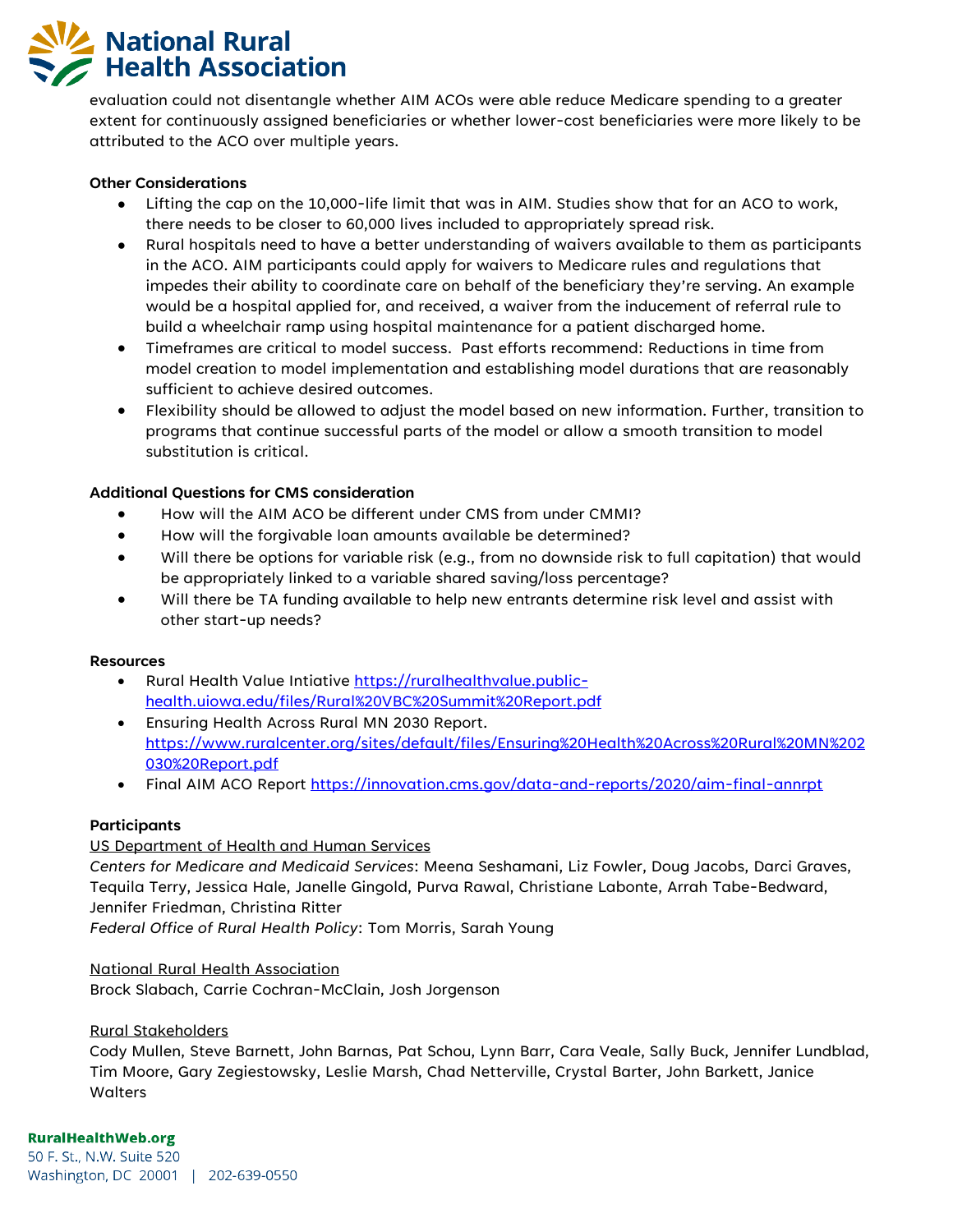evaluation could not disentangle whether AIM ACOs were able reduce Medicare spending to a greater extent for continuously assigned beneficiaries or whether lower-cost beneficiaries were more likely to be attributed to the ACO over multiple years.

**Other Considerations**

- Lifting the cap on the 10,000-life limit that was in AIM. Studies show that for an ACO to work, there needs to be closer to 60,000 lives included to appropriately spread risk.
- Rural hospitals need to have a better understanding of waivers available to them as participants in the ACO. AIM participants could apply for waivers to Medicare rules and regulations that impedes their ability to coordinate care on behalf of the beneficiary they're serving. An example would be a hospital applied for, and received, a waiver from the inducement of referral rule to build a wheelchair ramp using hospital maintenance for a patient discharged home.
- Timeframes are critical to model success. Past efforts recommend: Reductions in time from model creation to model implementation and establishing model durations that are reasonably sufficient to achieve desired outcomes.
- Flexibility should be allowed to adjust the model based on new information. Further, transition to programs that continue successful parts of the model or allow a smooth transition to model substitution is critical.

**Additional Questions for CMS consideration**

- How will the AIM ACO be different under CMS from under CMMI?
- How will the forgivable loan amounts available be determined?
- Will there be options for variable risk (e.g., from no downside risk to full capitation) that would be appropriately linked to a variable shared saving/loss percentage?
- Will there be TA funding available to help new entrants determine risk level and assist with other start-up needs?

**Resources**

- Rural Health Value Intiative https://ruralhealthvalue.public-health.uiowa.edu/files/Rural%20VBC%20Summit%20Report.pdf
- Ensuring Health Across Rural MN 2030 Report. https://www.ruralcenter.org/sites/default/files/Ensuring%20Health%20Across%20Rural%20MN%202030%20Report.pdf
- Final AIM ACO Report https://innovation.cms.gov/data-and-reports/2020/aim-final-annrpt

**Participants**

US Department of Health and Human Services

*Centers for Medicare and Medicaid Services*: Meena Seshamani, Liz Fowler, Doug Jacobs, Darci Graves, Tequila Terry, Jessica Hale, Janelle Gingold, Purva Rawal, Christiane Labonte, Arrah Tabe-Bedward, Jennifer Friedman, Christina Ritter

*Federal Office of Rural Health Policy*: Tom Morris, Sarah Young

National Rural Health Association

Brock Slabach, Carrie Cochran-McClain, Josh Jorgenson

Rural Stakeholders

Cody Mullen, Steve Barnett, John Barnas, Pat Schou, Lynn Barr, Cara Veale, Sally Buck, Jennifer Lundblad, Tim Moore, Gary Zegiestowsky, Leslie Marsh, Chad Netterville, Crystal Barter, John Barkett, Janice Walters